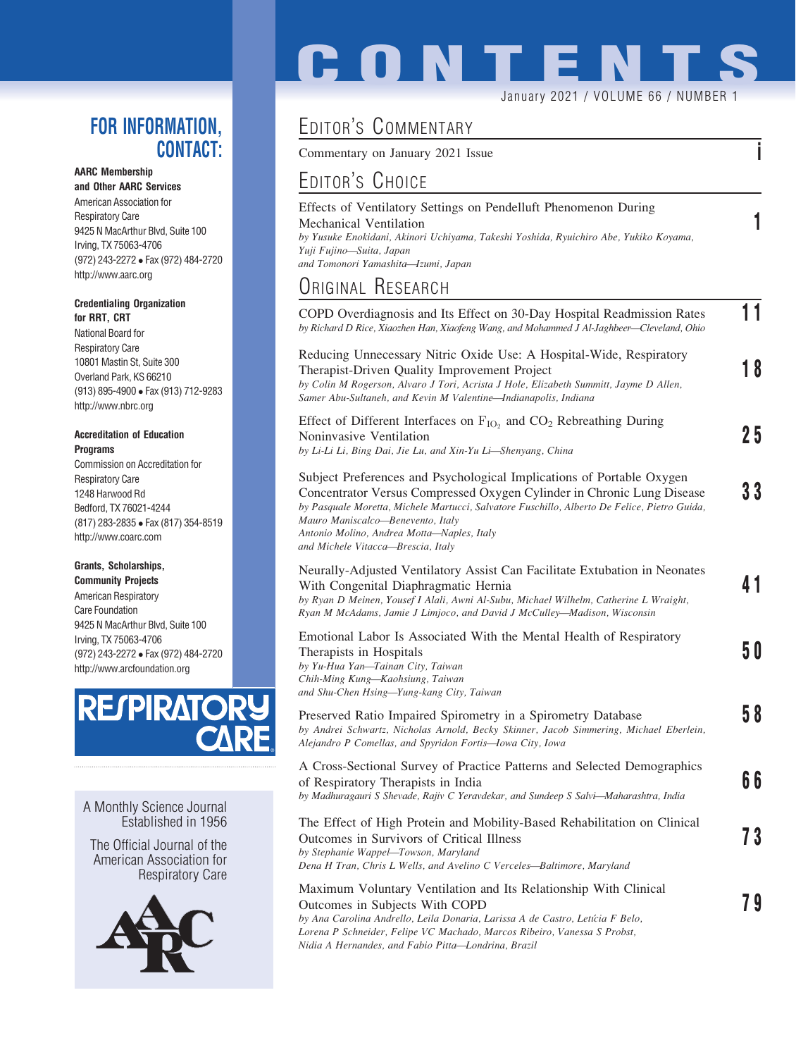# CONTENTS

January 2021 / VOLUME 66 / NUMBER 1

## EDITOR'S COMMENTARY

Commentary on January 2021 Issue — i

## EDITOR'S CHOICE

Effects of Ventilatory Settings on Pendelluft Phenomenon During Mechanical Ventilation — 1
*by Yusuke Enokidani, Akinori Uchiyama, Takeshi Yoshida, Ryuichiro Abe, Yukiko Koyama, Yuji Fujino—Suita, Japan and Tomonori Yamashita—Izumi, Japan*

## ORIGINAL RESEARCH

COPD Overdiagnosis and Its Effect on 30-Day Hospital Readmission Rates — 11
*by Richard D Rice, Xiaozhen Han, Xiaofeng Wang, and Mohammed J Al-Jaghbeer—Cleveland, Ohio*

Reducing Unnecessary Nitric Oxide Use: A Hospital-Wide, Respiratory Therapist-Driven Quality Improvement Project — 18
*by Colin M Rogerson, Alvaro J Tori, Acrista J Hole, Elizabeth Summitt, Jayme D Allen, Samer Abu-Sultaneh, and Kevin M Valentine—Indianapolis, Indiana*

Effect of Different Interfaces on $F_{IO_2}$ and $CO_2$ Rebreathing During Noninvasive Ventilation — 25
*by Li-Li Li, Bing Dai, Jie Lu, and Xin-Yu Li—Shenyang, China*

Subject Preferences and Psychological Implications of Portable Oxygen Concentrator Versus Compressed Oxygen Cylinder in Chronic Lung Disease — 33
*by Pasquale Moretta, Michele Martucci, Salvatore Fuschillo, Alberto De Felice, Pietro Guida, Mauro Maniscalco—Benevento, Italy Antonio Molino, Andrea Motta—Naples, Italy and Michele Vitacca—Brescia, Italy*

Neurally-Adjusted Ventilatory Assist Can Facilitate Extubation in Neonates With Congenital Diaphragmatic Hernia — 41
*by Ryan D Meinen, Yousef I Alali, Awni Al-Subu, Michael Wilhelm, Catherine L Wraight, Ryan M McAdams, Jamie J Limjoco, and David J McCulley—Madison, Wisconsin*

Emotional Labor Is Associated With the Mental Health of Respiratory Therapists in Hospitals — 50
*by Yu-Hua Yan—Tainan City, Taiwan Chih-Ming Kung—Kaohsiung, Taiwan and Shu-Chen Hsing—Yung-kang City, Taiwan*

Preserved Ratio Impaired Spirometry in a Spirometry Database — 58
*by Andrei Schwartz, Nicholas Arnold, Becky Skinner, Jacob Simmering, Michael Eberlein, Alejandro P Comellas, and Spyridon Fortis—Iowa City, Iowa*

A Cross-Sectional Survey of Practice Patterns and Selected Demographics of Respiratory Therapists in India — 66
*by Madhuragauri S Shevade, Rajiv C Yeravdekar, and Sundeep S Salvi—Maharashtra, India*

The Effect of High Protein and Mobility-Based Rehabilitation on Clinical Outcomes in Survivors of Critical Illness — 73
*by Stephanie Wappel—Towson, Maryland Dena H Tran, Chris L Wells, and Avelino C Verceles—Baltimore, Maryland*

Maximum Voluntary Ventilation and Its Relationship With Clinical Outcomes in Subjects With COPD — 79
*by Ana Carolina Andrello, Leila Donaria, Larissa A de Castro, Letícia F Belo, Lorena P Schneider, Felipe VC Machado, Marcos Ribeiro, Vanessa S Probst, Nidia A Hernandes, and Fabio Pitta—Londrina, Brazil*

## FOR INFORMATION, CONTACT:

**AARC Membership and Other AARC Services**
American Association for Respiratory Care
9425 N MacArthur Blvd, Suite 100
Irving, TX 75063-4706
(972) 243-2272 • Fax (972) 484-2720
http://www.aarc.org

**Credentialing Organization for RRT, CRT**
National Board for Respiratory Care
10801 Mastin St, Suite 300
Overland Park, KS 66210
(913) 895-4900 • Fax (913) 712-9283
http://www.nbrc.org

**Accreditation of Education Programs**
Commission on Accreditation for Respiratory Care
1248 Harwood Rd
Bedford, TX 76021-4244
(817) 283-2835 • Fax (817) 354-8519
http://www.coarc.com

**Grants, Scholarships, Community Projects**
American Respiratory Care Foundation
9425 N MacArthur Blvd, Suite 100
Irving, TX 75063-4706
(972) 243-2272 • Fax (972) 484-2720
http://www.arcfoundation.org

RESPIRATORY CARE

A Monthly Science Journal Established in 1956

The Official Journal of the American Association for Respiratory Care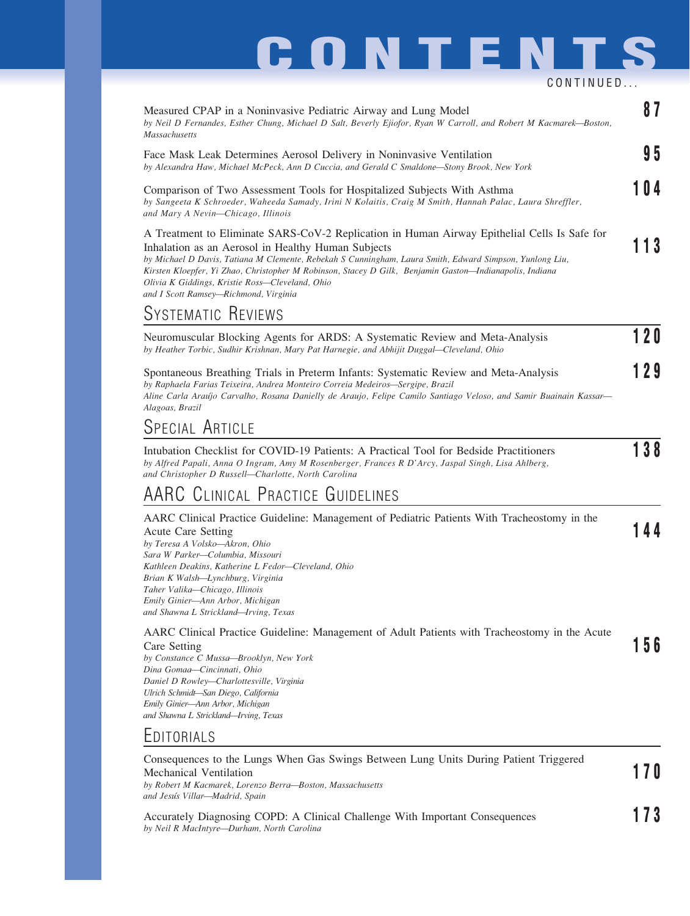# CONTENTS

CONTINUED...

Measured CPAP in a Noninvasive Pediatric Airway and Lung Model **87**
*by Neil D Fernandes, Esther Chung, Michael D Salt, Beverly Ejiofor, Ryan W Carroll, and Robert M Kacmarek—Boston, Massachusetts*

Face Mask Leak Determines Aerosol Delivery in Noninvasive Ventilation **95**
*by Alexandra Haw, Michael McPeck, Ann D Cuccia, and Gerald C Smaldone—Stony Brook, New York*

Comparison of Two Assessment Tools for Hospitalized Subjects With Asthma **104**
*by Sangeeta K Schroeder, Waheeda Samady, Irini N Kolaitis, Craig M Smith, Hannah Palac, Laura Shreffler, and Mary A Nevin—Chicago, Illinois*

A Treatment to Eliminate SARS-CoV-2 Replication in Human Airway Epithelial Cells Is Safe for Inhalation as an Aerosol in Healthy Human Subjects **113**
*by Michael D Davis, Tatiana M Clemente, Rebekah S Cunningham, Laura Smith, Edward Simpson, Yunlong Liu, Kirsten Kloepfer, Yi Zhao, Christopher M Robinson, Stacey D Gilk, Benjamin Gaston—Indianapolis, Indiana*
*Olivia K Giddings, Kristie Ross—Cleveland, Ohio*
*and I Scott Ramsey—Richmond, Virginia*

## Systematic Reviews

Neuromuscular Blocking Agents for ARDS: A Systematic Review and Meta-Analysis **120**
*by Heather Torbic, Sudhir Krishnan, Mary Pat Harnegie, and Abhijit Duggal—Cleveland, Ohio*

Spontaneous Breathing Trials in Preterm Infants: Systematic Review and Meta-Analysis **129**
*by Raphaela Farias Teixeira, Andrea Monteiro Correia Medeiros—Sergipe, Brazil*
*Aline Carla Araújo Carvalho, Rosana Danielly de Araujo, Felipe Camilo Santiago Veloso, and Samir Buainain Kassar—Alagoas, Brazil*

## Special Article

Intubation Checklist for COVID-19 Patients: A Practical Tool for Bedside Practitioners **138**
*by Alfred Papali, Anna O Ingram, Amy M Rosenberger, Frances R D'Arcy, Jaspal Singh, Lisa Ahlberg, and Christopher D Russell—Charlotte, North Carolina*

## AARC Clinical Practice Guidelines

AARC Clinical Practice Guideline: Management of Pediatric Patients With Tracheostomy in the Acute Care Setting **144**
*by Teresa A Volsko—Akron, Ohio*
*Sara W Parker—Columbia, Missouri*
*Kathleen Deakins, Katherine L Fedor—Cleveland, Ohio*
*Brian K Walsh—Lynchburg, Virginia*
*Taher Valika—Chicago, Illinois*
*Emily Ginier—Ann Arbor, Michigan*
*and Shawna L Strickland—Irving, Texas*

AARC Clinical Practice Guideline: Management of Adult Patients with Tracheostomy in the Acute Care Setting **156**
*by Constance C Mussa—Brooklyn, New York*
*Dina Gomaa—Cincinnati, Ohio*
*Daniel D Rowley—Charlottesville, Virginia*
*Ulrich Schmidt—San Diego, California*
*Emily Ginier—Ann Arbor, Michigan*
*and Shawna L Strickland—Irving, Texas*

## Editorials

Consequences to the Lungs When Gas Swings Between Lung Units During Patient Triggered Mechanical Ventilation **170**
*by Robert M Kacmarek, Lorenzo Berra—Boston, Massachusetts*
*and Jesús Villar—Madrid, Spain*

Accurately Diagnosing COPD: A Clinical Challenge With Important Consequences **173**
*by Neil R MacIntyre—Durham, North Carolina*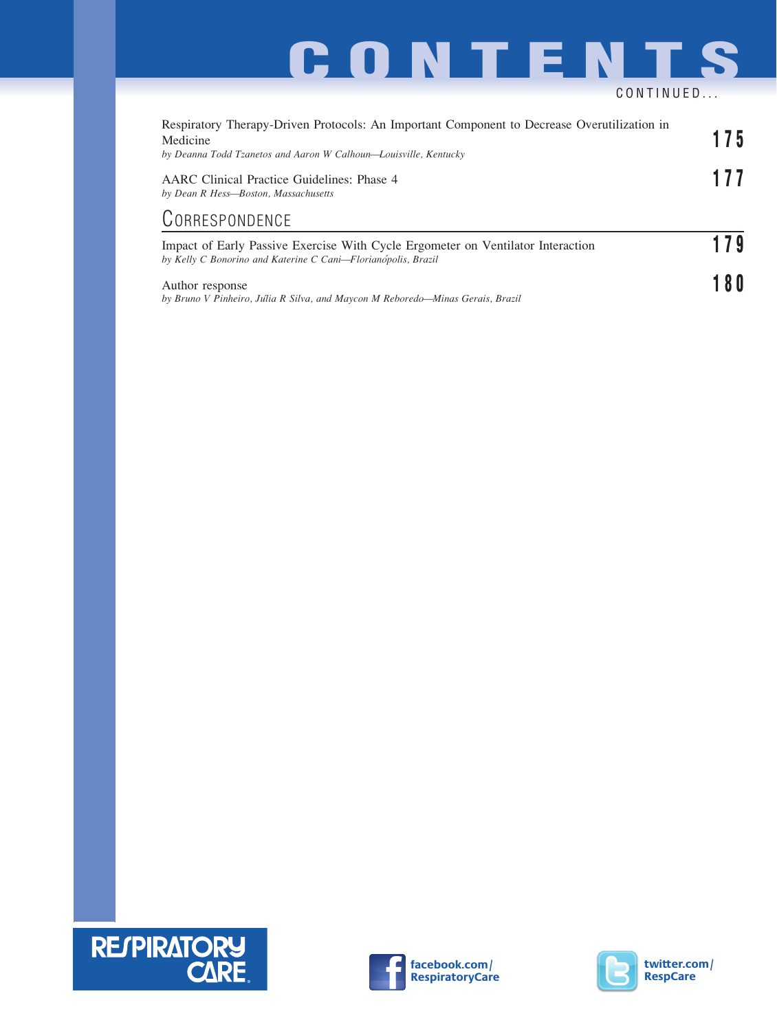# CONTENTS

CONTINUED...

Respiratory Therapy-Driven Protocols: An Important Component to Decrease Overutilization in Medicine — **175**
*by Deanna Todd Tzanetos and Aaron W Calhoun—Louisville, Kentucky*

AARC Clinical Practice Guidelines: Phase 4 — **177**
*by Dean R Hess—Boston, Massachusetts*

## Correspondence

Impact of Early Passive Exercise With Cycle Ergometer on Ventilator Interaction — **179**
*by Kelly C Bonorino and Katerine C Cani—Florianópolis, Brazil*

Author response — **180**
*by Bruno V Pinheiro, Júlia R Silva, and Maycon M Reboredo—Minas Gerais, Brazil*

RESPIRATORY CARE

facebook.com/RespiratoryCare

twitter.com/RespCare